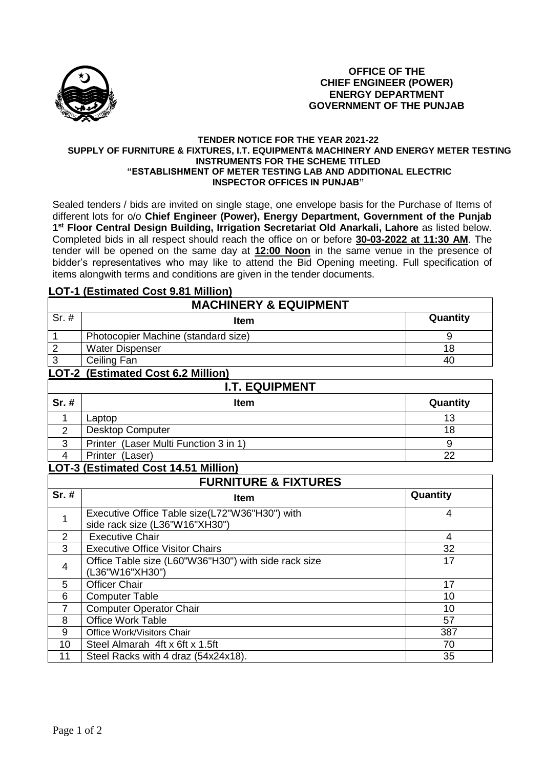**OFFICE OF THE**
**CHIEF ENGINEER (POWER)**
**ENERGY DEPARTMENT**
**GOVERNMENT OF THE PUNJAB**

**TENDER NOTICE FOR THE YEAR 2021-22**
**SUPPLY OF FURNITURE & FIXTURES, I.T. EQUIPMENT& MACHINERY AND ENERGY METER TESTING INSTRUMENTS FOR THE SCHEME TITLED**
**"ESTABLISHMENT OF METER TESTING LAB AND ADDITIONAL ELECTRIC INSPECTOR OFFICES IN PUNJAB"**

Sealed tenders / bids are invited on single stage, one envelope basis for the Purchase of Items of different lots for o/o **Chief Engineer (Power), Energy Department, Government of the Punjab 1st Floor Central Design Building, Irrigation Secretariat Old Anarkali, Lahore** as listed below. Completed bids in all respect should reach the office on or before **30-03-2022 at 11:30 AM**. The tender will be opened on the same day at **12:00 Noon** in the same venue in the presence of bidder's representatives who may like to attend the Bid Opening meeting. Full specification of items alongwith terms and conditions are given in the tender documents.

**LOT-1 (Estimated Cost 9.81 Million)**

| MACHINERY & EQUIPMENT | | |
|---|---|---|
| Sr. # | Item | Quantity |
| 1 | Photocopier Machine (standard size) | 9 |
| 2 | Water Dispenser | 18 |
| 3 | Ceiling Fan | 40 |

**LOT-2 (Estimated Cost 6.2 Million)**

| I.T. EQUIPMENT | | |
|---|---|---|
| Sr. # | Item | Quantity |
| 1 | Laptop | 13 |
| 2 | Desktop Computer | 18 |
| 3 | Printer (Laser Multi Function 3 in 1) | 9 |
| 4 | Printer (Laser) | 22 |

**LOT-3 (Estimated Cost 14.51 Million)**

| FURNITURE & FIXTURES | | |
|---|---|---|
| Sr. # | Item | Quantity |
| 1 | Executive Office Table size(L72"W36"H30") with side rack size (L36"W16"XH30") | 4 |
| 2 | Executive Chair | 4 |
| 3 | Executive Office Visitor Chairs | 32 |
| 4 | Office Table size (L60"W36"H30") with side rack size (L36"W16"XH30") | 17 |
| 5 | Officer Chair | 17 |
| 6 | Computer Table | 10 |
| 7 | Computer Operator Chair | 10 |
| 8 | Office Work Table | 57 |
| 9 | Office Work/Visitors Chair | 387 |
| 10 | Steel Almarah 4ft x 6ft x 1.5ft | 70 |
| 11 | Steel Racks with 4 draz (54x24x18). | 35 |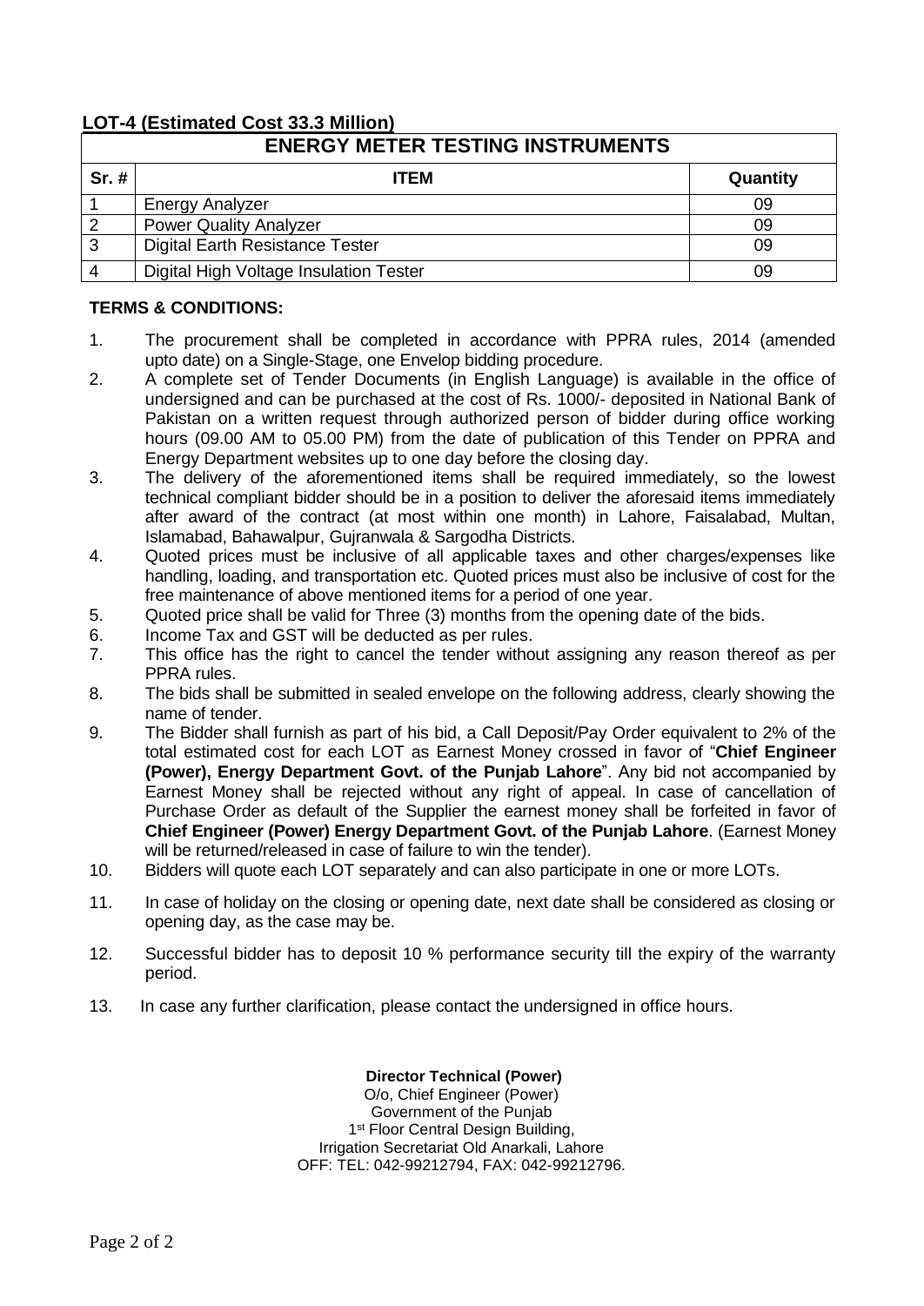## LOT-4 (Estimated Cost 33.3 Million)

| ENERGY METER TESTING INSTRUMENTS | | |
|---|---|---|
| **Sr. #** | **ITEM** | **Quantity** |
| 1 | Energy Analyzer | 09 |
| 2 | Power Quality Analyzer | 09 |
| 3 | Digital Earth Resistance Tester | 09 |
| 4 | Digital High Voltage Insulation Tester | 09 |

**TERMS & CONDITIONS:**

1. The procurement shall be completed in accordance with PPRA rules, 2014 (amended upto date) on a Single-Stage, one Envelop bidding procedure.
2. A complete set of Tender Documents (in English Language) is available in the office of undersigned and can be purchased at the cost of Rs. 1000/- deposited in National Bank of Pakistan on a written request through authorized person of bidder during office working hours (09.00 AM to 05.00 PM) from the date of publication of this Tender on PPRA and Energy Department websites up to one day before the closing day.
3. The delivery of the aforementioned items shall be required immediately, so the lowest technical compliant bidder should be in a position to deliver the aforesaid items immediately after award of the contract (at most within one month) in Lahore, Faisalabad, Multan, Islamabad, Bahawalpur, Gujranwala & Sargodha Districts.
4. Quoted prices must be inclusive of all applicable taxes and other charges/expenses like handling, loading, and transportation etc. Quoted prices must also be inclusive of cost for the free maintenance of above mentioned items for a period of one year.
5. Quoted price shall be valid for Three (3) months from the opening date of the bids.
6. Income Tax and GST will be deducted as per rules.
7. This office has the right to cancel the tender without assigning any reason thereof as per PPRA rules.
8. The bids shall be submitted in sealed envelope on the following address, clearly showing the name of tender.
9. The Bidder shall furnish as part of his bid, a Call Deposit/Pay Order equivalent to 2% of the total estimated cost for each LOT as Earnest Money crossed in favor of "**Chief Engineer (Power), Energy Department Govt. of the Punjab Lahore**". Any bid not accompanied by Earnest Money shall be rejected without any right of appeal. In case of cancellation of Purchase Order as default of the Supplier the earnest money shall be forfeited in favor of **Chief Engineer (Power) Energy Department Govt. of the Punjab Lahore**. (Earnest Money will be returned/released in case of failure to win the tender).
10. Bidders will quote each LOT separately and can also participate in one or more LOTs.
11. In case of holiday on the closing or opening date, next date shall be considered as closing or opening day, as the case may be.
12. Successful bidder has to deposit 10 % performance security till the expiry of the warranty period.
13. In case any further clarification, please contact the undersigned in office hours.

**Director Technical (Power)**
O/o, Chief Engineer (Power)
Government of the Punjab
1st Floor Central Design Building,
Irrigation Secretariat Old Anarkali, Lahore
OFF: TEL: 042-99212794, FAX: 042-99212796.